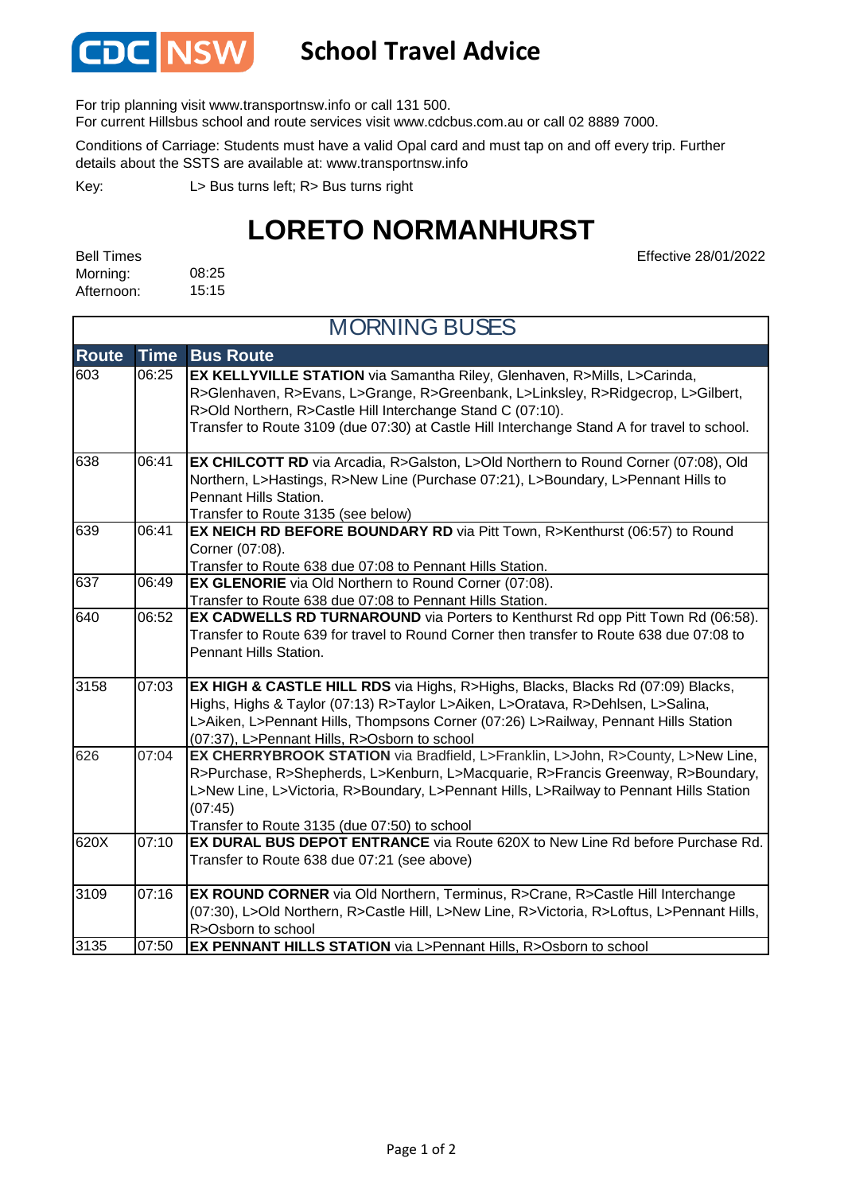CDC NSW **School Travel Advice**

For trip planning visit www.transportnsw.info or call 131 500.
For current Hillsbus school and route services visit www.cdcbus.com.au or call 02 8889 7000.

Conditions of Carriage: Students must have a valid Opal card and must tap on and off every trip. Further details about the SSTS are available at: www.transportnsw.info

Key: L> Bus turns left; R> Bus turns right

# LORETO NORMANHURST

Effective 28/01/2022

Bell Times
Morning: 08:25
Afternoon: 15:15

## MORNING BUSES

| Route | Time | Bus Route |
|---|---|---|
| 603 | 06:25 | **EX KELLYVILLE STATION** via Samantha Riley, Glenhaven, R>Mills, L>Carinda, R>Glenhaven, R>Evans, L>Grange, R>Greenbank, L>Linksley, R>Ridgecrop, L>Gilbert, R>Old Northern, R>Castle Hill Interchange Stand C (07:10). Transfer to Route 3109 (due 07:30) at Castle Hill Interchange Stand A for travel to school. |
| 638 | 06:41 | **EX CHILCOTT RD** via Arcadia, R>Galston, L>Old Northern to Round Corner (07:08), Old Northern, L>Hastings, R>New Line (Purchase 07:21), L>Boundary, L>Pennant Hills to Pennant Hills Station. Transfer to Route 3135 (see below) |
| 639 | 06:41 | **EX NEICH RD BEFORE BOUNDARY RD** via Pitt Town, R>Kenthurst (06:57) to Round Corner (07:08). Transfer to Route 638 due 07:08 to Pennant Hills Station. |
| 637 | 06:49 | **EX GLENORIE** via Old Northern to Round Corner (07:08). Transfer to Route 638 due 07:08 to Pennant Hills Station. |
| 640 | 06:52 | **EX CADWELLS RD TURNAROUND** via Porters to Kenthurst Rd opp Pitt Town Rd (06:58). Transfer to Route 639 for travel to Round Corner then transfer to Route 638 due 07:08 to Pennant Hills Station. |
| 3158 | 07:03 | **EX HIGH & CASTLE HILL RDS** via Highs, R>Highs, Blacks, Blacks Rd (07:09) Blacks, Highs, Highs & Taylor (07:13) R>Taylor L>Aiken, L>Oratava, R>Dehlsen, L>Salina, L>Aiken, L>Pennant Hills, Thompsons Corner (07:26) L>Railway, Pennant Hills Station (07:37), L>Pennant Hills, R>Osborn to school |
| 626 | 07:04 | **EX CHERRYBROOK STATION** via Bradfield, L>Franklin, L>John, R>County, L>New Line, R>Purchase, R>Shepherds, L>Kenburn, L>Macquarie, R>Francis Greenway, R>Boundary, L>New Line, L>Victoria, R>Boundary, L>Pennant Hills, L>Railway to Pennant Hills Station (07:45) Transfer to Route 3135 (due 07:50) to school |
| 620X | 07:10 | **EX DURAL BUS DEPOT ENTRANCE** via Route 620X to New Line Rd before Purchase Rd. Transfer to Route 638 due 07:21 (see above) |
| 3109 | 07:16 | **EX ROUND CORNER** via Old Northern, Terminus, R>Crane, R>Castle Hill Interchange (07:30), L>Old Northern, R>Castle Hill, L>New Line, R>Victoria, R>Loftus, L>Pennant Hills, R>Osborn to school |
| 3135 | 07:50 | **EX PENNANT HILLS STATION** via L>Pennant Hills, R>Osborn to school |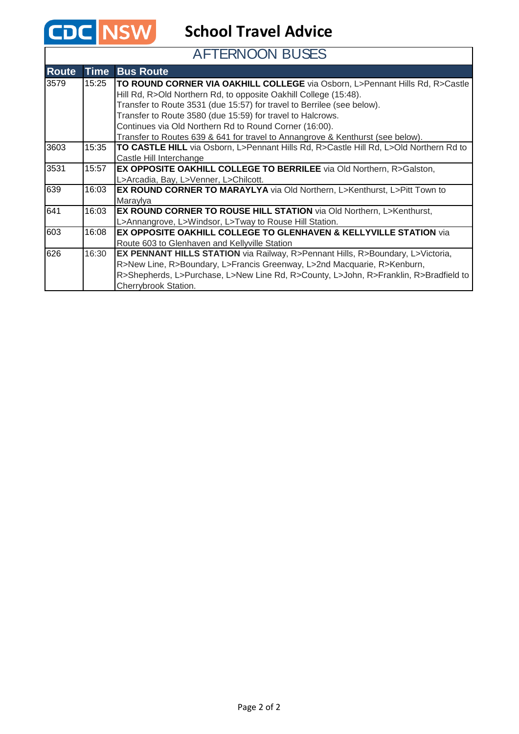# School Travel Advice

## AFTERNOON BUSES

| Route | Time | Bus Route |
|---|---|---|
| 3579 | 15:25 | **TO ROUND CORNER VIA OAKHILL COLLEGE** via Osborn, L>Pennant Hills Rd, R>Castle Hill Rd, R>Old Northern Rd, to opposite Oakhill College (15:48). Transfer to Route 3531 (due 15:57) for travel to Berrilee (see below). Transfer to Route 3580 (due 15:59) for travel to Halcrows. Continues via Old Northern Rd to Round Corner (16:00). Transfer to Routes 639 & 641 for travel to Annangrove & Kenthurst (see below). |
| 3603 | 15:35 | **TO CASTLE HILL** via Osborn, L>Pennant Hills Rd, R>Castle Hill Rd, L>Old Northern Rd to Castle Hill Interchange |
| 3531 | 15:57 | **EX OPPOSITE OAKHILL COLLEGE TO BERRILEE** via Old Northern, R>Galston, L>Arcadia, Bay, L>Venner, L>Chilcott. |
| 639 | 16:03 | **EX ROUND CORNER TO MARAYLYA** via Old Northern, L>Kenthurst, L>Pitt Town to Maraylya |
| 641 | 16:03 | **EX ROUND CORNER TO ROUSE HILL STATION** via Old Northern, L>Kenthurst, L>Annangrove, L>Windsor, L>Tway to Rouse Hill Station. |
| 603 | 16:08 | **EX OPPOSITE OAKHILL COLLEGE TO GLENHAVEN & KELLYVILLE STATION** via Route 603 to Glenhaven and Kellyville Station |
| 626 | 16:30 | **EX PENNANT HILLS STATION** via Railway, R>Pennant Hills, R>Boundary, L>Victoria, R>New Line, R>Boundary, L>Francis Greenway, L>2nd Macquarie, R>Kenburn, R>Shepherds, L>Purchase, L>New Line Rd, R>County, L>John, R>Franklin, R>Bradfield to Cherrybrook Station. |